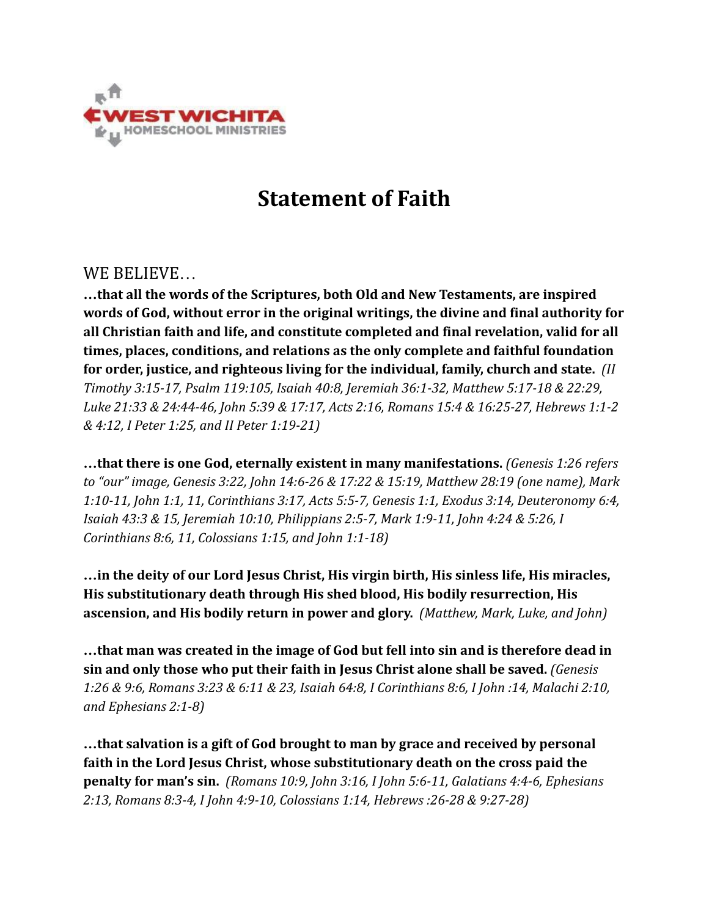WEST WICHITA HOMESCHOOL MINISTRIES

# Statement of Faith

WE BELIEVE…

**…that all the words of the Scriptures, both Old and New Testaments, are inspired words of God, without error in the original writings, the divine and final authority for all Christian faith and life, and constitute completed and final revelation, valid for all times, places, conditions, and relations as the only complete and faithful foundation for order, justice, and righteous living for the individual, family, church and state.** *(II Timothy 3:15-17, Psalm 119:105, Isaiah 40:8, Jeremiah 36:1-32, Matthew 5:17-18 & 22:29, Luke 21:33 & 24:44-46, John 5:39 & 17:17, Acts 2:16, Romans 15:4 & 16:25-27, Hebrews 1:1-2 & 4:12, I Peter 1:25, and II Peter 1:19-21)*

**…that there is one God, eternally existent in many manifestations.** *(Genesis 1:26 refers to "our" image, Genesis 3:22, John 14:6-26 & 17:22 & 15:19, Matthew 28:19 (one name), Mark 1:10-11, John 1:1, 11, Corinthians 3:17, Acts 5:5-7, Genesis 1:1, Exodus 3:14, Deuteronomy 6:4, Isaiah 43:3 & 15, Jeremiah 10:10, Philippians 2:5-7, Mark 1:9-11, John 4:24 & 5:26, I Corinthians 8:6, 11, Colossians 1:15, and John 1:1-18)*

**…in the deity of our Lord Jesus Christ, His virgin birth, His sinless life, His miracles, His substitutionary death through His shed blood, His bodily resurrection, His ascension, and His bodily return in power and glory.** *(Matthew, Mark, Luke, and John)*

**…that man was created in the image of God but fell into sin and is therefore dead in sin and only those who put their faith in Jesus Christ alone shall be saved.** *(Genesis 1:26 & 9:6, Romans 3:23 & 6:11 & 23, Isaiah 64:8, I Corinthians 8:6, I John :14, Malachi 2:10, and Ephesians 2:1-8)*

**…that salvation is a gift of God brought to man by grace and received by personal faith in the Lord Jesus Christ, whose substitutionary death on the cross paid the penalty for man's sin.** *(Romans 10:9, John 3:16, I John 5:6-11, Galatians 4:4-6, Ephesians 2:13, Romans 8:3-4, I John 4:9-10, Colossians 1:14, Hebrews :26-28 & 9:27-28)*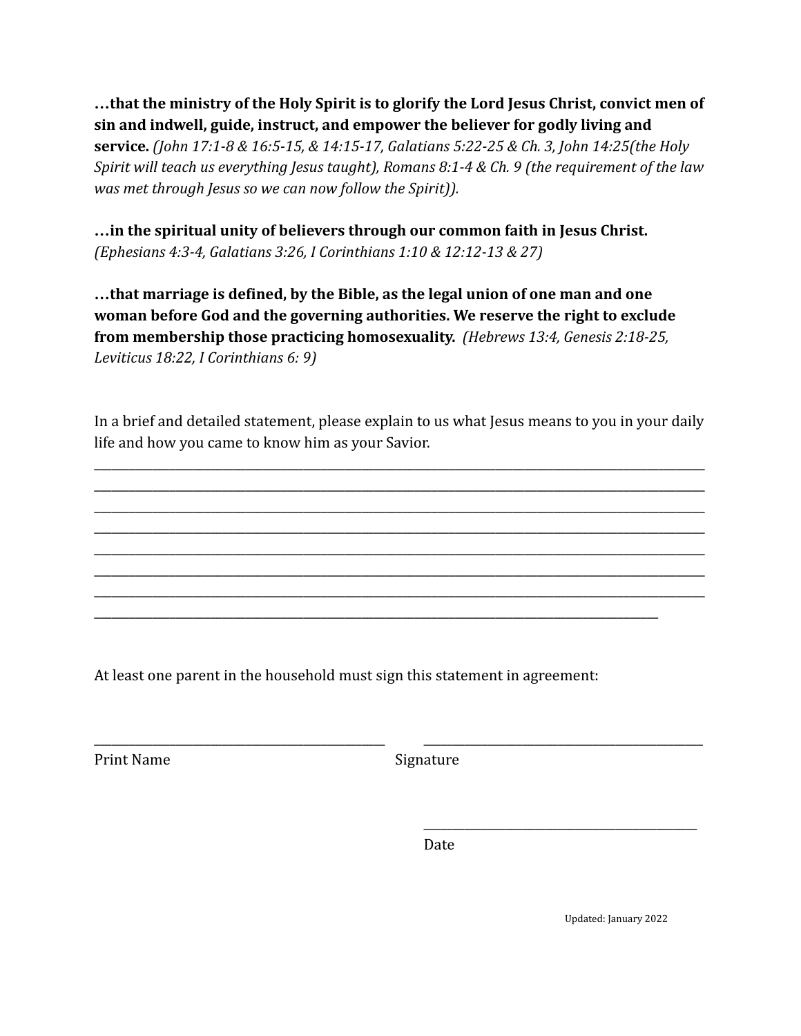**…that the ministry of the Holy Spirit is to glorify the Lord Jesus Christ, convict men of sin and indwell, guide, instruct, and empower the believer for godly living and service.** *(John 17:1-8 & 16:5-15, & 14:15-17, Galatians 5:22-25 & Ch. 3, John 14:25(the Holy Spirit will teach us everything Jesus taught), Romans 8:1-4 & Ch. 9 (the requirement of the law was met through Jesus so we can now follow the Spirit)).*

**…in the spiritual unity of believers through our common faith in Jesus Christ.** *(Ephesians 4:3-4, Galatians 3:26, I Corinthians 1:10 & 12:12-13 & 27)*

**…that marriage is defined, by the Bible, as the legal union of one man and one woman before God and the governing authorities. We reserve the right to exclude from membership those practicing homosexuality.** *(Hebrews 13:4, Genesis 2:18-25, Leviticus 18:22, I Corinthians 6: 9)*

In a brief and detailed statement, please explain to us what Jesus means to you in your daily life and how you came to know him as your Savior.

_______________________________________________________________________________________________
_______________________________________________________________________________________________
_______________________________________________________________________________________________
_______________________________________________________________________________________________
_______________________________________________________________________________________________
_______________________________________________________________________________________________
_______________________________________________________________________________________________
_____________________________________________________________________________________

At least one parent in the household must sign this statement in agreement:

_____________________________________________ _____________________________________________

Print Name Signature

_____________________________________________

Date

Updated: January 2022